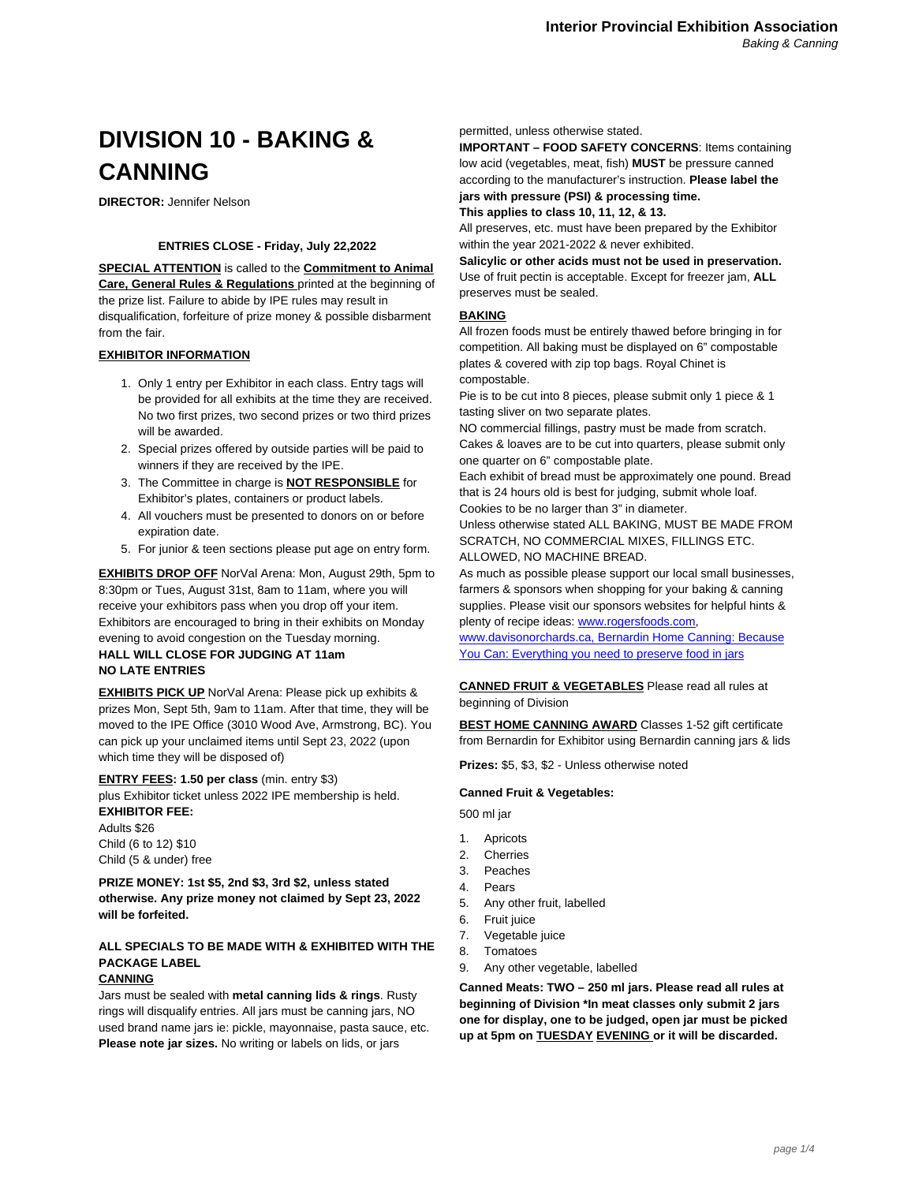# DIVISION 10 - BAKING & CANNING

**DIRECTOR:** Jennifer Nelson

**ENTRIES CLOSE - Friday, July 22,2022**

**SPECIAL ATTENTION** is called to the **Commitment to Animal Care, General Rules & Regulations** printed at the beginning of the prize list. Failure to abide by IPE rules may result in disqualification, forfeiture of prize money & possible disbarment from the fair.

**EXHIBITOR INFORMATION**

1. Only 1 entry per Exhibitor in each class. Entry tags will be provided for all exhibits at the time they are received. No two first prizes, two second prizes or two third prizes will be awarded.
2. Special prizes offered by outside parties will be paid to winners if they are received by the IPE.
3. The Committee in charge is **NOT RESPONSIBLE** for Exhibitor's plates, containers or product labels.
4. All vouchers must be presented to donors on or before expiration date.
5. For junior & teen sections please put age on entry form.

**EXHIBITS DROP OFF** NorVal Arena: Mon, August 29th, 5pm to 8:30pm or Tues, August 31st, 8am to 11am, where you will receive your exhibitors pass when you drop off your item. Exhibitors are encouraged to bring in their exhibits on Monday evening to avoid congestion on the Tuesday morning.
**HALL WILL CLOSE FOR JUDGING AT 11am**
**NO LATE ENTRIES**

**EXHIBITS PICK UP** NorVal Arena: Please pick up exhibits & prizes Mon, Sept 5th, 9am to 11am. After that time, they will be moved to the IPE Office (3010 Wood Ave, Armstrong, BC). You can pick up your unclaimed items until Sept 23, 2022 (upon which time they will be disposed of)

**ENTRY FEES: 1.50 per class** (min. entry $3)
plus Exhibitor ticket unless 2022 IPE membership is held.
**EXHIBITOR FEE:**
Adults $26
Child (6 to 12) $10
Child (5 & under) free

**PRIZE MONEY: 1st $5, 2nd $3, 3rd $2, unless stated otherwise. Any prize money not claimed by Sept 23, 2022 will be forfeited.**

**ALL SPECIALS TO BE MADE WITH & EXHIBITED WITH THE PACKAGE LABEL**

**CANNING**

Jars must be sealed with **metal canning lids & rings**. Rusty rings will disqualify entries. All jars must be canning jars, NO used brand name jars ie: pickle, mayonnaise, pasta sauce, etc. **Please note jar sizes.** No writing or labels on lids, or jars permitted, unless otherwise stated.

**IMPORTANT – FOOD SAFETY CONCERNS**: Items containing low acid (vegetables, meat, fish) **MUST** be pressure canned according to the manufacturer's instruction. **Please label the jars with pressure (PSI) & processing time.**
**This applies to class 10, 11, 12, & 13.**

All preserves, etc. must have been prepared by the Exhibitor within the year 2021-2022 & never exhibited.

**Salicylic or other acids must not be used in preservation.** Use of fruit pectin is acceptable. Except for freezer jam, **ALL** preserves must be sealed.

**BAKING**

All frozen foods must be entirely thawed before bringing in for competition. All baking must be displayed on 6" compostable plates & covered with zip top bags. Royal Chinet is compostable.
Pie is to be cut into 8 pieces, please submit only 1 piece & 1 tasting sliver on two separate plates.
NO commercial fillings, pastry must be made from scratch.
Cakes & loaves are to be cut into quarters, please submit only one quarter on 6" compostable plate.
Each exhibit of bread must be approximately one pound. Bread that is 24 hours old is best for judging, submit whole loaf.
Cookies to be no larger than 3" in diameter.
Unless otherwise stated ALL BAKING, MUST BE MADE FROM SCRATCH, NO COMMERCIAL MIXES, FILLINGS ETC. ALLOWED, NO MACHINE BREAD.
As much as possible please support our local small businesses, farmers & sponsors when shopping for your baking & canning supplies. Please visit our sponsors websites for helpful hints & plenty of recipe ideas: www.rogersfoods.com, www.davisonorchards.ca, Bernardin Home Canning: Because You Can: Everything you need to preserve food in jars

**CANNED FRUIT & VEGETABLES** Please read all rules at beginning of Division

**BEST HOME CANNING AWARD** Classes 1-52 gift certificate from Bernardin for Exhibitor using Bernardin canning jars & lids

**Prizes:** $5, $3, $2 - Unless otherwise noted

**Canned Fruit & Vegetables:**

500 ml jar

1. Apricots
2. Cherries
3. Peaches
4. Pears
5. Any other fruit, labelled
6. Fruit juice
7. Vegetable juice
8. Tomatoes
9. Any other vegetable, labelled

**Canned Meats: TWO – 250 ml jars. Please read all rules at beginning of Division *In meat classes only submit 2 jars one for display, one to be judged, open jar must be picked up at 5pm on TUESDAY EVENING or it will be discarded.**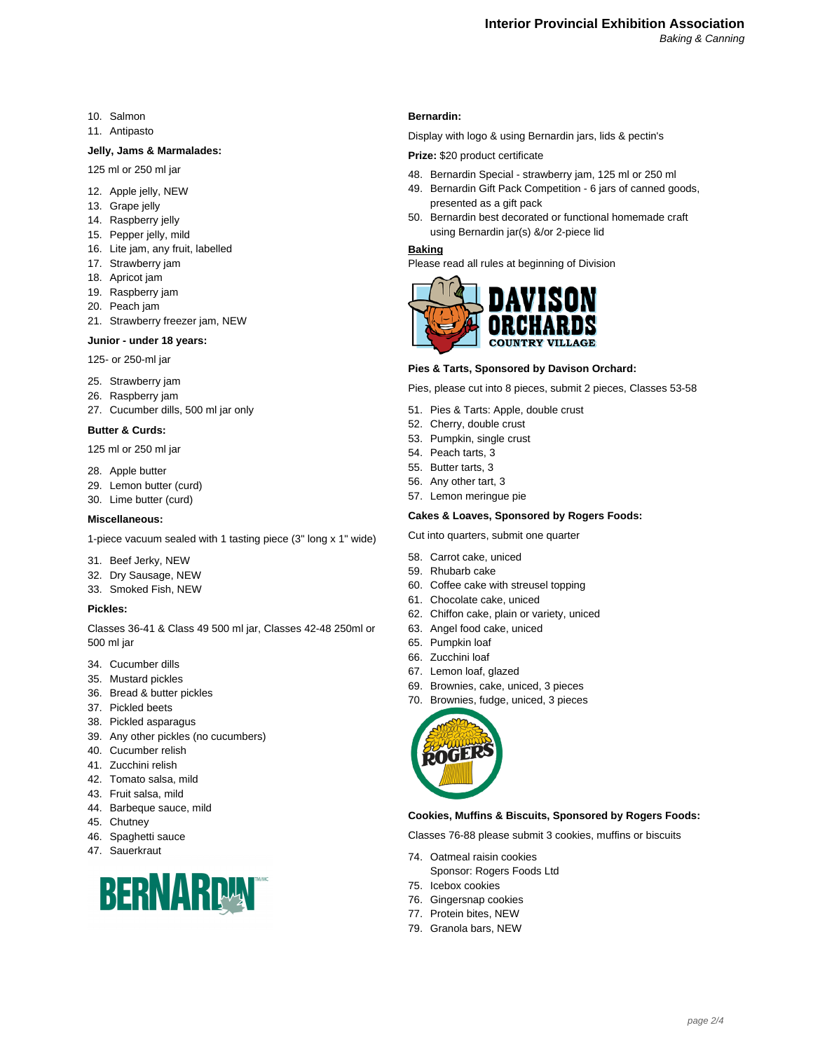10. Salmon
11. Antipasto

**Jelly, Jams & Marmalades:**

125 ml or 250 ml jar

12. Apple jelly, NEW
13. Grape jelly
14. Raspberry jelly
15. Pepper jelly, mild
16. Lite jam, any fruit, labelled
17. Strawberry jam
18. Apricot jam
19. Raspberry jam
20. Peach jam
21. Strawberry freezer jam, NEW

**Junior - under 18 years:**

125- or 250-ml jar

25. Strawberry jam
26. Raspberry jam
27. Cucumber dills, 500 ml jar only

**Butter & Curds:**

125 ml or 250 ml jar

28. Apple butter
29. Lemon butter (curd)
30. Lime butter (curd)

**Miscellaneous:**

1-piece vacuum sealed with 1 tasting piece (3" long x 1" wide)

31. Beef Jerky, NEW
32. Dry Sausage, NEW
33. Smoked Fish, NEW

**Pickles:**

Classes 36-41 & Class 49 500 ml jar, Classes 42-48 250ml or 500 ml jar

34. Cucumber dills
35. Mustard pickles
36. Bread & butter pickles
37. Pickled beets
38. Pickled asparagus
39. Any other pickles (no cucumbers)
40. Cucumber relish
41. Zucchini relish
42. Tomato salsa, mild
43. Fruit salsa, mild
44. Barbeque sauce, mild
45. Chutney
46. Spaghetti sauce
47. Sauerkraut

**Bernardin:**

Display with logo & using Bernardin jars, lids & pectin's

**Prize:** $20 product certificate

48. Bernardin Special - strawberry jam, 125 ml or 250 ml
49. Bernardin Gift Pack Competition - 6 jars of canned goods, presented as a gift pack
50. Bernardin best decorated or functional homemade craft using Bernardin jar(s) &/or 2-piece lid

## Baking

Please read all rules at beginning of Division

**Pies & Tarts, Sponsored by Davison Orchard:**

Pies, please cut into 8 pieces, submit 2 pieces, Classes 53-58

51. Pies & Tarts: Apple, double crust
52. Cherry, double crust
53. Pumpkin, single crust
54. Peach tarts, 3
55. Butter tarts, 3
56. Any other tart, 3
57. Lemon meringue pie

**Cakes & Loaves, Sponsored by Rogers Foods:**

Cut into quarters, submit one quarter

58. Carrot cake, uniced
59. Rhubarb cake
60. Coffee cake with streusel topping
61. Chocolate cake, uniced
62. Chiffon cake, plain or variety, uniced
63. Angel food cake, uniced
65. Pumpkin loaf
66. Zucchini loaf
67. Lemon loaf, glazed
69. Brownies, cake, uniced, 3 pieces
70. Brownies, fudge, uniced, 3 pieces

**Cookies, Muffins & Biscuits, Sponsored by Rogers Foods:**

Classes 76-88 please submit 3 cookies, muffins or biscuits

74. Oatmeal raisin cookies
    Sponsor: Rogers Foods Ltd
75. Icebox cookies
76. Gingersnap cookies
77. Protein bites, NEW
79. Granola bars, NEW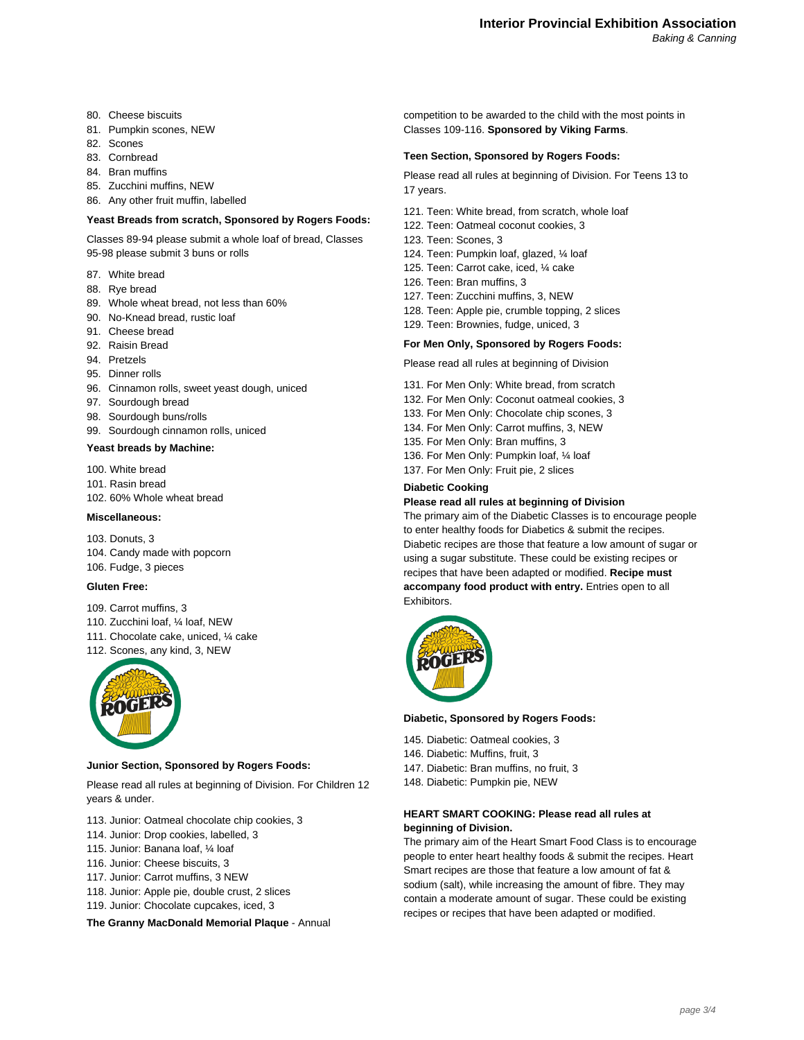80. Cheese biscuits
81. Pumpkin scones, NEW
82. Scones
83. Cornbread
84. Bran muffins
85. Zucchini muffins, NEW
86. Any other fruit muffin, labelled

**Yeast Breads from scratch, Sponsored by Rogers Foods:**

Classes 89-94 please submit a whole loaf of bread, Classes 95-98 please submit 3 buns or rolls

87. White bread
88. Rye bread
89. Whole wheat bread, not less than 60%
90. No-Knead bread, rustic loaf
91. Cheese bread
92. Raisin Bread
94. Pretzels
95. Dinner rolls
96. Cinnamon rolls, sweet yeast dough, uniced
97. Sourdough bread
98. Sourdough buns/rolls
99. Sourdough cinnamon rolls, uniced

**Yeast breads by Machine:**

100. White bread
101. Rasin bread
102. 60% Whole wheat bread

**Miscellaneous:**

103. Donuts, 3
104. Candy made with popcorn
106. Fudge, 3 pieces

**Gluten Free:**

109. Carrot muffins, 3
110. Zucchini loaf, ¼ loaf, NEW
111. Chocolate cake, uniced, ¼ cake
112. Scones, any kind, 3, NEW

**Junior Section, Sponsored by Rogers Foods:**

Please read all rules at beginning of Division. For Children 12 years & under.

113. Junior: Oatmeal chocolate chip cookies, 3
114. Junior: Drop cookies, labelled, 3
115. Junior: Banana loaf, ¼ loaf
116. Junior: Cheese biscuits, 3
117. Junior: Carrot muffins, 3 NEW
118. Junior: Apple pie, double crust, 2 slices
119. Junior: Chocolate cupcakes, iced, 3

**The Granny MacDonald Memorial Plaque** - Annual competition to be awarded to the child with the most points in Classes 109-116. **Sponsored by Viking Farms**.

**Teen Section, Sponsored by Rogers Foods:**

Please read all rules at beginning of Division. For Teens 13 to 17 years.

121. Teen: White bread, from scratch, whole loaf
122. Teen: Oatmeal coconut cookies, 3
123. Teen: Scones, 3
124. Teen: Pumpkin loaf, glazed, ¼ loaf
125. Teen: Carrot cake, iced, ¼ cake
126. Teen: Bran muffins, 3
127. Teen: Zucchini muffins, 3, NEW
128. Teen: Apple pie, crumble topping, 2 slices
129. Teen: Brownies, fudge, uniced, 3

**For Men Only, Sponsored by Rogers Foods:**

Please read all rules at beginning of Division

131. For Men Only: White bread, from scratch
132. For Men Only: Coconut oatmeal cookies, 3
133. For Men Only: Chocolate chip scones, 3
134. For Men Only: Carrot muffins, 3, NEW
135. For Men Only: Bran muffins, 3
136. For Men Only: Pumpkin loaf, ¼ loaf
137. For Men Only: Fruit pie, 2 slices

**Diabetic Cooking**

**Please read all rules at beginning of Division**

The primary aim of the Diabetic Classes is to encourage people to enter healthy foods for Diabetics & submit the recipes. Diabetic recipes are those that feature a low amount of sugar or using a sugar substitute. These could be existing recipes or recipes that have been adapted or modified. **Recipe must accompany food product with entry.** Entries open to all Exhibitors.

**Diabetic, Sponsored by Rogers Foods:**

145. Diabetic: Oatmeal cookies, 3
146. Diabetic: Muffins, fruit, 3
147. Diabetic: Bran muffins, no fruit, 3
148. Diabetic: Pumpkin pie, NEW

**HEART SMART COOKING: Please read all rules at beginning of Division.**

The primary aim of the Heart Smart Food Class is to encourage people to enter heart healthy foods & submit the recipes. Heart Smart recipes are those that feature a low amount of fat & sodium (salt), while increasing the amount of fibre. They may contain a moderate amount of sugar. These could be existing recipes or recipes that have been adapted or modified.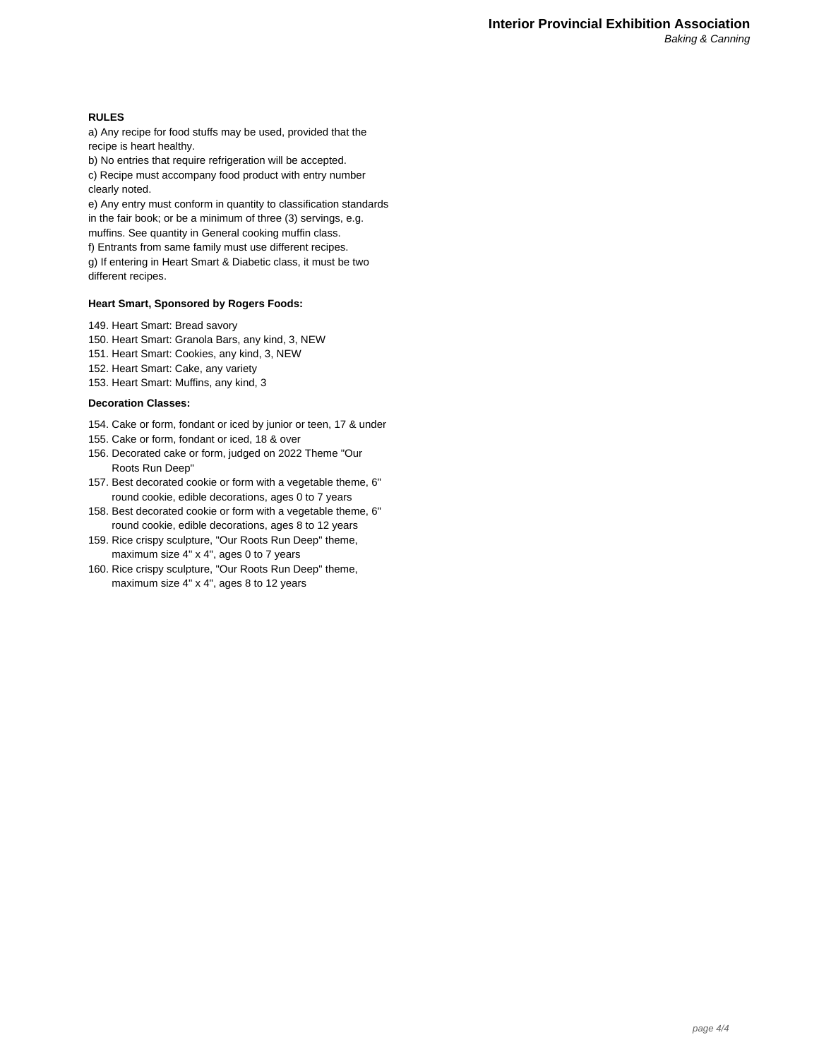**RULES**

a) Any recipe for food stuffs may be used, provided that the recipe is heart healthy.
b) No entries that require refrigeration will be accepted.
c) Recipe must accompany food product with entry number clearly noted.
e) Any entry must conform in quantity to classification standards in the fair book; or be a minimum of three (3) servings, e.g. muffins. See quantity in General cooking muffin class.
f) Entrants from same family must use different recipes.
g) If entering in Heart Smart & Diabetic class, it must be two different recipes.

**Heart Smart, Sponsored by Rogers Foods:**

149. Heart Smart: Bread savory
150. Heart Smart: Granola Bars, any kind, 3, NEW
151. Heart Smart: Cookies, any kind, 3, NEW
152. Heart Smart: Cake, any variety
153. Heart Smart: Muffins, any kind, 3

**Decoration Classes:**

154. Cake or form, fondant or iced by junior or teen, 17 & under
155. Cake or form, fondant or iced, 18 & over
156. Decorated cake or form, judged on 2022 Theme "Our Roots Run Deep"
157. Best decorated cookie or form with a vegetable theme, 6" round cookie, edible decorations, ages 0 to 7 years
158. Best decorated cookie or form with a vegetable theme, 6" round cookie, edible decorations, ages 8 to 12 years
159. Rice crispy sculpture, "Our Roots Run Deep" theme, maximum size 4" x 4", ages 0 to 7 years
160. Rice crispy sculpture, "Our Roots Run Deep" theme, maximum size 4" x 4", ages 8 to 12 years